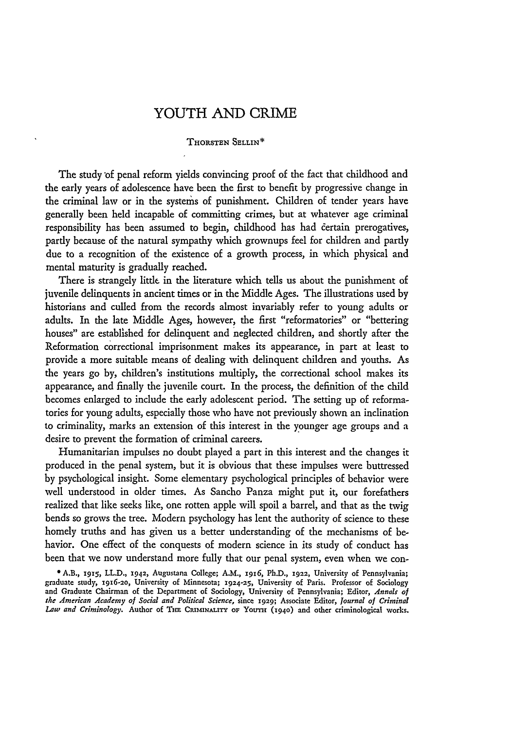# YOUTH AND CRIME

THORSTEN SELLIN*

The study of penal reform yields convincing proof of the fact that childhood and the early years of adolescence have been the first to benefit by progressive change in the criminal law or in the systems of punishment. Children of tender years have generally been held incapable of committing crimes, but at whatever age criminal responsibility has been assumed to begin, childhood has had certain prerogatives, partly because of the natural sympathy which grownups feel for children and partly due to a recognition of the existence of a growth process, in which physical and mental maturity is gradually reached.

There is strangely little in the literature which tells us about the punishment of juvenile delinquents in ancient times or in the Middle Ages. The illustrations used by historians and culled from the records almost invariably refer to young adults or adults. In the late Middle Ages, however, the first "reformatories" or "bettering houses" are established for delinquent and neglected children, and shortly after the Reformation correctional imprisonment makes its appearance, in part at least to provide a more suitable means of dealing with delinquent children and youths. As the years go by, children's institutions multiply, the correctional school makes its appearance, and finally the juvenile court. In the process, the definition of the child becomes enlarged to include the early adolescent period. The setting up of reformatories for young adults, especially those who have not previously shown an inclination to criminality, marks an extension of this interest in the younger age groups and a desire to prevent the formation of criminal careers.

Humanitarian impulses no doubt played a part in this interest and the changes it produced in the penal system, but it is obvious that these impulses were buttressed by psychological insight. Some elementary psychological principles of behavior were well understood in older times. As Sancho Panza might put it, our forefathers realized that like seeks like, one rotten apple will spoil a barrel, and that as the twig bends so grows the tree. Modern psychology has lent the authority of science to these homely truths and has given us a better understanding of the mechanisms of behavior. One effect of the conquests of modern science in its study of conduct has been that we now understand more fully that our penal system, even when we con-

* A.B., 1915, LL.D., 1942, Augustana College; A.M., 1916, Ph.D., 1922, University of Pennsylvania; graduate study, 1916-20, University of Minnesota; 1924-25, University of Paris. Professor of Sociology and Graduate Chairman of the Department of Sociology, University of Pennsylvania; Editor, *Annals of the American Academy of Social and Political Science,* since 1929; Associate Editor, *Journal of Criminal Law and Criminology.* Author of THE CRIMINALITY OF YOUTH (1940) and other criminological works.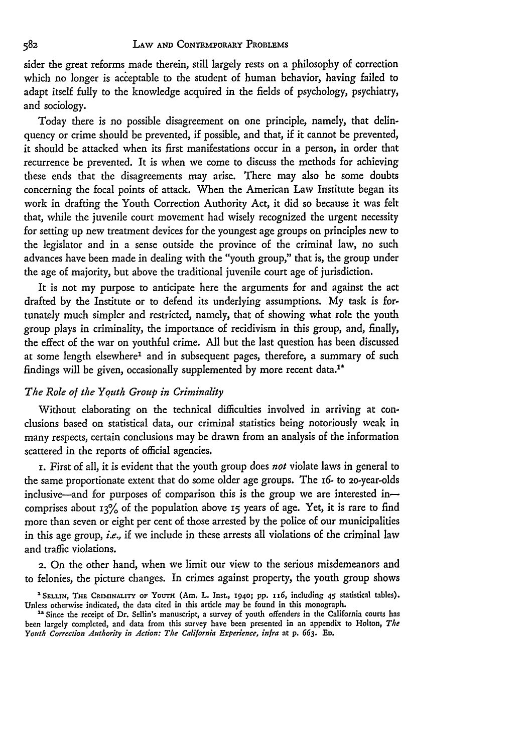sider the great reforms made therein, still largely rests on a philosophy of correction which no longer is acceptable to the student of human behavior, having failed to adapt itself fully to the knowledge acquired in the fields of psychology, psychiatry, and sociology.

Today there is no possible disagreement on one principle, namely, that delinquency or crime should be prevented, if possible, and that, if it cannot be prevented, it should be attacked when its first manifestations occur in a person, in order that recurrence be prevented. It is when we come to discuss the methods for achieving these ends that the disagreements may arise. There may also be some doubts concerning the focal points of attack. When the American Law Institute began its work in drafting the Youth Correction Authority Act, it did so because it was felt that, while the juvenile court movement had wisely recognized the urgent necessity for setting up new treatment devices for the youngest age groups on principles new to the legislator and in a sense outside the province of the criminal law, no such advances have been made in dealing with the "youth group," that is, the group under the age of majority, but above the traditional juvenile court age of jurisdiction.

It is not my purpose to anticipate here the arguments for and against the act drafted by the Institute or to defend its underlying assumptions. My task is fortunately much simpler and restricted, namely, that of showing what role the youth group plays in criminality, the importance of recidivism in this group, and, finally, the effect of the war on youthful crime. All but the last question has been discussed at some length elsewhere[1] and in subsequent pages, therefore, a summary of such findings will be given, occasionally supplemented by more recent data.[1a]

*The Role of the Youth Group in Criminality*

Without elaborating on the technical difficulties involved in arriving at conclusions based on statistical data, our criminal statistics being notoriously weak in many respects, certain conclusions may be drawn from an analysis of the information scattered in the reports of official agencies.

1. First of all, it is evident that the youth group does *not* violate laws in general to the same proportionate extent that do some older age groups. The 16- to 20-year-olds inclusive—and for purposes of comparison this is the group we are interested in—comprises about 13% of the population above 15 years of age. Yet, it is rare to find more than seven or eight per cent of those arrested by the police of our municipalities in this age group, *i.e.,* if we include in these arrests all violations of the criminal law and traffic violations.

2. On the other hand, when we limit our view to the serious misdemeanors and to felonies, the picture changes. In crimes against property, the youth group shows

[1] SELLIN, THE CRIMINALITY OF YOUTH (Am. L. Inst., 1940; pp. 116, including 45 statistical tables). Unless otherwise indicated, the data cited in this article may be found in this monograph.

[1a] Since the receipt of Dr. Sellin's manuscript, a survey of youth offenders in the California courts has been largely completed, and data from this survey have been presented in an appendix to Holton, *The Youth Correction Authority in Action: The California Experience, infra* at p. 663. ED.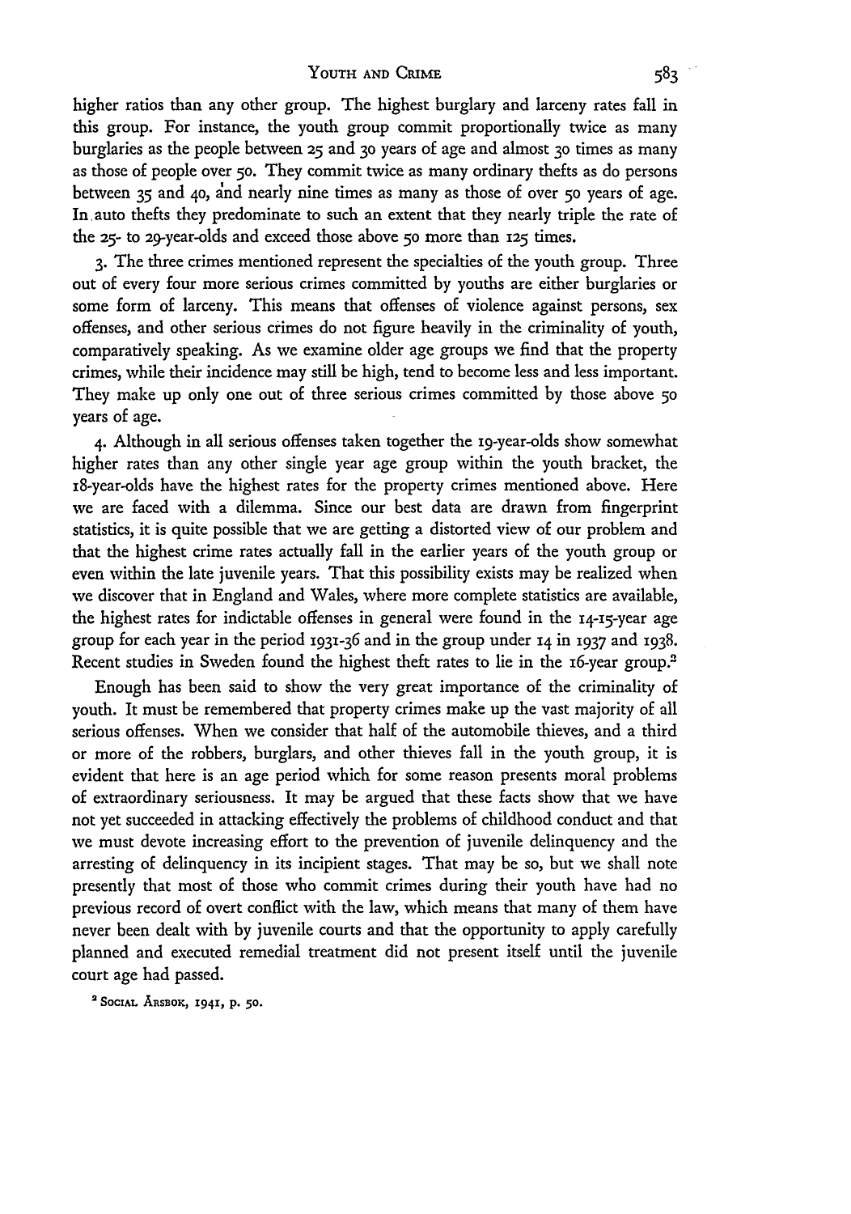higher ratios than any other group. The highest burglary and larceny rates fall in this group. For instance, the youth group commit proportionally twice as many burglaries as the people between 25 and 30 years of age and almost 30 times as many as those of people over 50. They commit twice as many ordinary thefts as do persons between 35 and 40, and nearly nine times as many as those of over 50 years of age. In auto thefts they predominate to such an extent that they nearly triple the rate of the 25- to 29-year-olds and exceed those above 50 more than 125 times.

3. The three crimes mentioned represent the specialties of the youth group. Three out of every four more serious crimes committed by youths are either burglaries or some form of larceny. This means that offenses of violence against persons, sex offenses, and other serious crimes do not figure heavily in the criminality of youth, comparatively speaking. As we examine older age groups we find that the property crimes, while their incidence may still be high, tend to become less and less important. They make up only one out of three serious crimes committed by those above 50 years of age.

4. Although in all serious offenses taken together the 19-year-olds show somewhat higher rates than any other single year age group within the youth bracket, the 18-year-olds have the highest rates for the property crimes mentioned above. Here we are faced with a dilemma. Since our best data are drawn from fingerprint statistics, it is quite possible that we are getting a distorted view of our problem and that the highest crime rates actually fall in the earlier years of the youth group or even within the late juvenile years. That this possibility exists may be realized when we discover that in England and Wales, where more complete statistics are available, the highest rates for indictable offenses in general were found in the 14-15-year age group for each year in the period 1931-36 and in the group under 14 in 1937 and 1938. Recent studies in Sweden found the highest theft rates to lie in the 16-year group.[2]

Enough has been said to show the very great importance of the criminality of youth. It must be remembered that property crimes make up the vast majority of all serious offenses. When we consider that half of the automobile thieves, and a third or more of the robbers, burglars, and other thieves fall in the youth group, it is evident that here is an age period which for some reason presents moral problems of extraordinary seriousness. It may be argued that these facts show that we have not yet succeeded in attacking effectively the problems of childhood conduct and that we must devote increasing effort to the prevention of juvenile delinquency and the arresting of delinquency in its incipient stages. That may be so, but we shall note presently that most of those who commit crimes during their youth have had no previous record of overt conflict with the law, which means that many of them have never been dealt with by juvenile courts and that the opportunity to apply carefully planned and executed remedial treatment did not present itself until the juvenile court age had passed.

[2] SOCIAL ÅRSBOK, 1941, p. 50.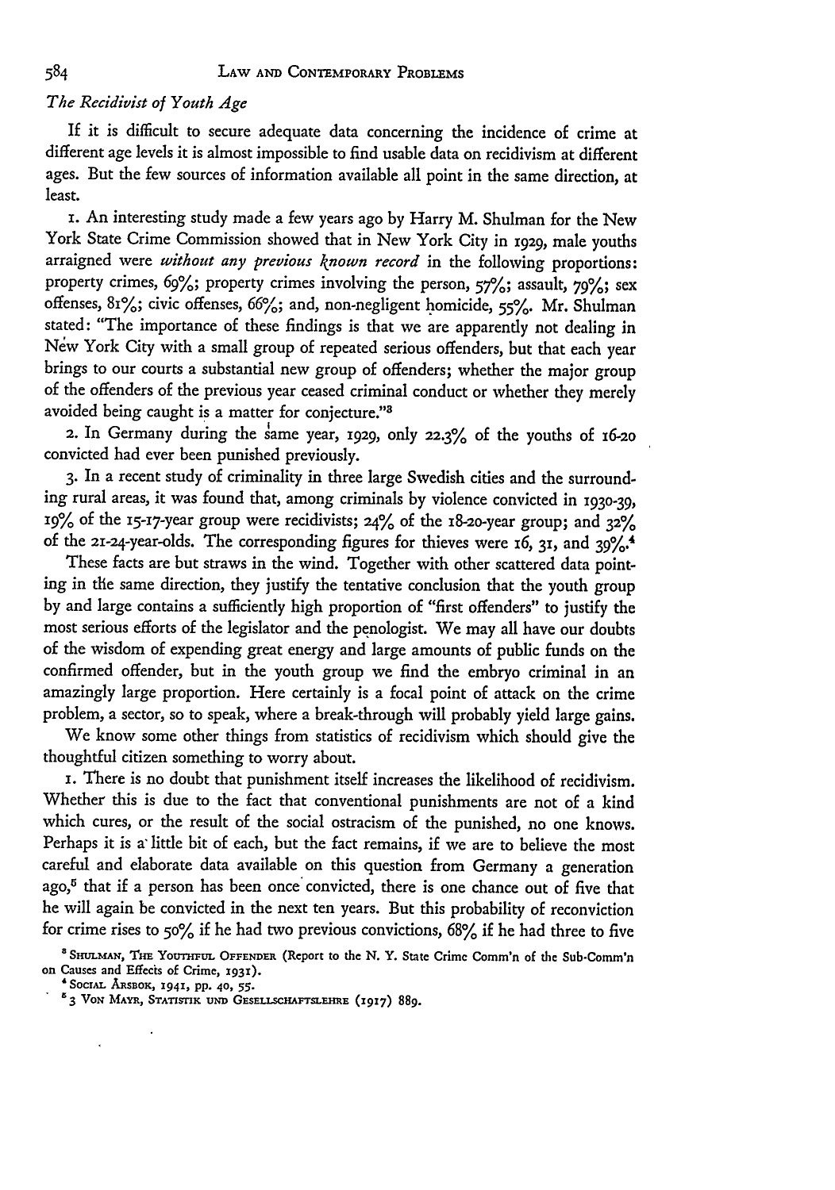### *The Recidivist of Youth Age*

If it is difficult to secure adequate data concerning the incidence of crime at different age levels it is almost impossible to find usable data on recidivism at different ages. But the few sources of information available all point in the same direction, at least.

1. An interesting study made a few years ago by Harry M. Shulman for the New York State Crime Commission showed that in New York City in 1929, male youths arraigned were *without any previous known record* in the following proportions: property crimes, 69%; property crimes involving the person, 57%; assault, 79%; sex offenses, 81%; civic offenses, 66%; and, non-negligent homicide, 55%. Mr. Shulman stated: "The importance of these findings is that we are apparently not dealing in New York City with a small group of repeated serious offenders, but that each year brings to our courts a substantial new group of offenders; whether the major group of the offenders of the previous year ceased criminal conduct or whether they merely avoided being caught is a matter for conjecture."[3]

2. In Germany during the same year, 1929, only 22.3% of the youths of 16-20 convicted had ever been punished previously.

3. In a recent study of criminality in three large Swedish cities and the surrounding rural areas, it was found that, among criminals by violence convicted in 1930-39, 19% of the 15-17-year group were recidivists; 24% of the 18-20-year group; and 32% of the 21-24-year-olds. The corresponding figures for thieves were 16, 31, and 39%.[4]

These facts are but straws in the wind. Together with other scattered data pointing in the same direction, they justify the tentative conclusion that the youth group by and large contains a sufficiently high proportion of "first offenders" to justify the most serious efforts of the legislator and the penologist. We may all have our doubts of the wisdom of expending great energy and large amounts of public funds on the confirmed offender, but in the youth group we find the embryo criminal in an amazingly large proportion. Here certainly is a focal point of attack on the crime problem, a sector, so to speak, where a break-through will probably yield large gains.

We know some other things from statistics of recidivism which should give the thoughtful citizen something to worry about.

1. There is no doubt that punishment itself increases the likelihood of recidivism. Whether this is due to the fact that conventional punishments are not of a kind which cures, or the result of the social ostracism of the punished, no one knows. Perhaps it is a little bit of each, but the fact remains, if we are to believe the most careful and elaborate data available on this question from Germany a generation ago,[5] that if a person has been once convicted, there is one chance out of five that he will again be convicted in the next ten years. But this probability of reconviction for crime rises to 50% if he had two previous convictions, 68% if he had three to five

[3] Shulman, The Youthful Offender (Report to the N. Y. State Crime Comm'n of the Sub-Comm'n on Causes and Effects of Crime, 1931).

[4] Social Årsbok, 1941, pp. 40, 55.

[5] 3 Von Mayr, Statistik und Gesellschaftslehre (1917) 889.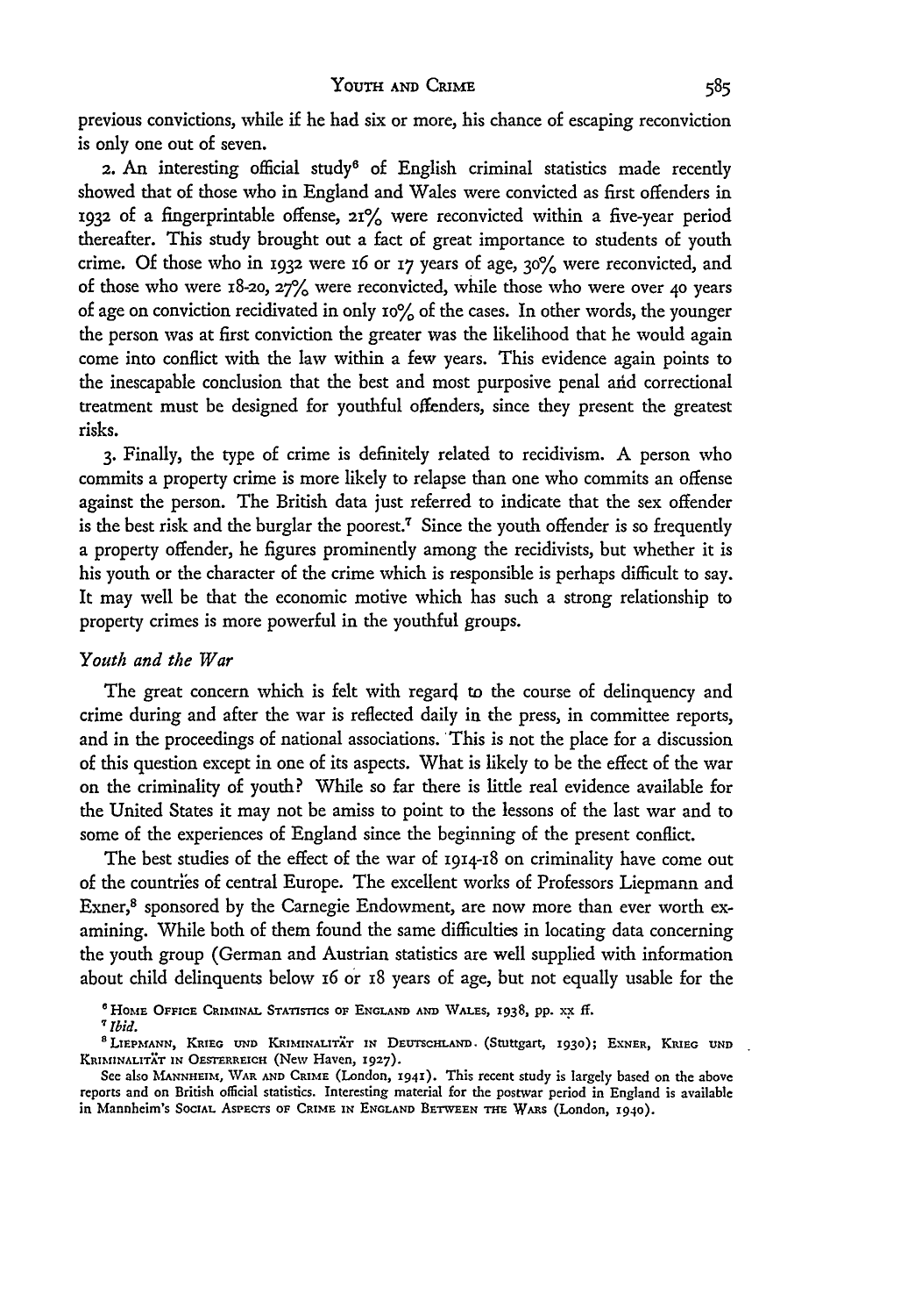previous convictions, while if he had six or more, his chance of escaping reconviction is only one out of seven.

2. An interesting official study[6] of English criminal statistics made recently showed that of those who in England and Wales were convicted as first offenders in 1932 of a fingerprintable offense, 21% were reconvicted within a five-year period thereafter. This study brought out a fact of great importance to students of youth crime. Of those who in 1932 were 16 or 17 years of age, 30% were reconvicted, and of those who were 18-20, 27% were reconvicted, while those who were over 40 years of age on conviction recidivated in only 10% of the cases. In other words, the younger the person was at first conviction the greater was the likelihood that he would again come into conflict with the law within a few years. This evidence again points to the inescapable conclusion that the best and most purposive penal and correctional treatment must be designed for youthful offenders, since they present the greatest risks.

3. Finally, the type of crime is definitely related to recidivism. A person who commits a property crime is more likely to relapse than one who commits an offense against the person. The British data just referred to indicate that the sex offender is the best risk and the burglar the poorest.[7] Since the youth offender is so frequently a property offender, he figures prominently among the recidivists, but whether it is his youth or the character of the crime which is responsible is perhaps difficult to say. It may well be that the economic motive which has such a strong relationship to property crimes is more powerful in the youthful groups.

### *Youth and the War*

The great concern which is felt with regard to the course of delinquency and crime during and after the war is reflected daily in the press, in committee reports, and in the proceedings of national associations. This is not the place for a discussion of this question except in one of its aspects. What is likely to be the effect of the war on the criminality of youth? While so far there is little real evidence available for the United States it may not be amiss to point to the lessons of the last war and to some of the experiences of England since the beginning of the present conflict.

The best studies of the effect of the war of 1914-18 on criminality have come out of the countries of central Europe. The excellent works of Professors Liepmann and Exner,[8] sponsored by the Carnegie Endowment, are now more than ever worth examining. While both of them found the same difficulties in locating data concerning the youth group (German and Austrian statistics are well supplied with information about child delinquents below 16 or 18 years of age, but not equally usable for the

---

[6] HOME OFFICE CRIMINAL STATISTICS OF ENGLAND AND WALES, 1938, pp. xx ff.

[7] *Ibid.*

[8] LIEPMANN, KRIEG UND KRIMINALITÄT IN DEUTSCHLAND. (Stuttgart, 1930); EXNER, KRIEG UND KRIMINALITÄT IN OESTERREICH (New Haven, 1927).

See also MANNHEIM, WAR AND CRIME (London, 1941). This recent study is largely based on the above reports and on British official statistics. Interesting material for the postwar period in England is available in Mannheim's SOCIAL ASPECTS OF CRIME IN ENGLAND BETWEEN THE WARS (London, 1940).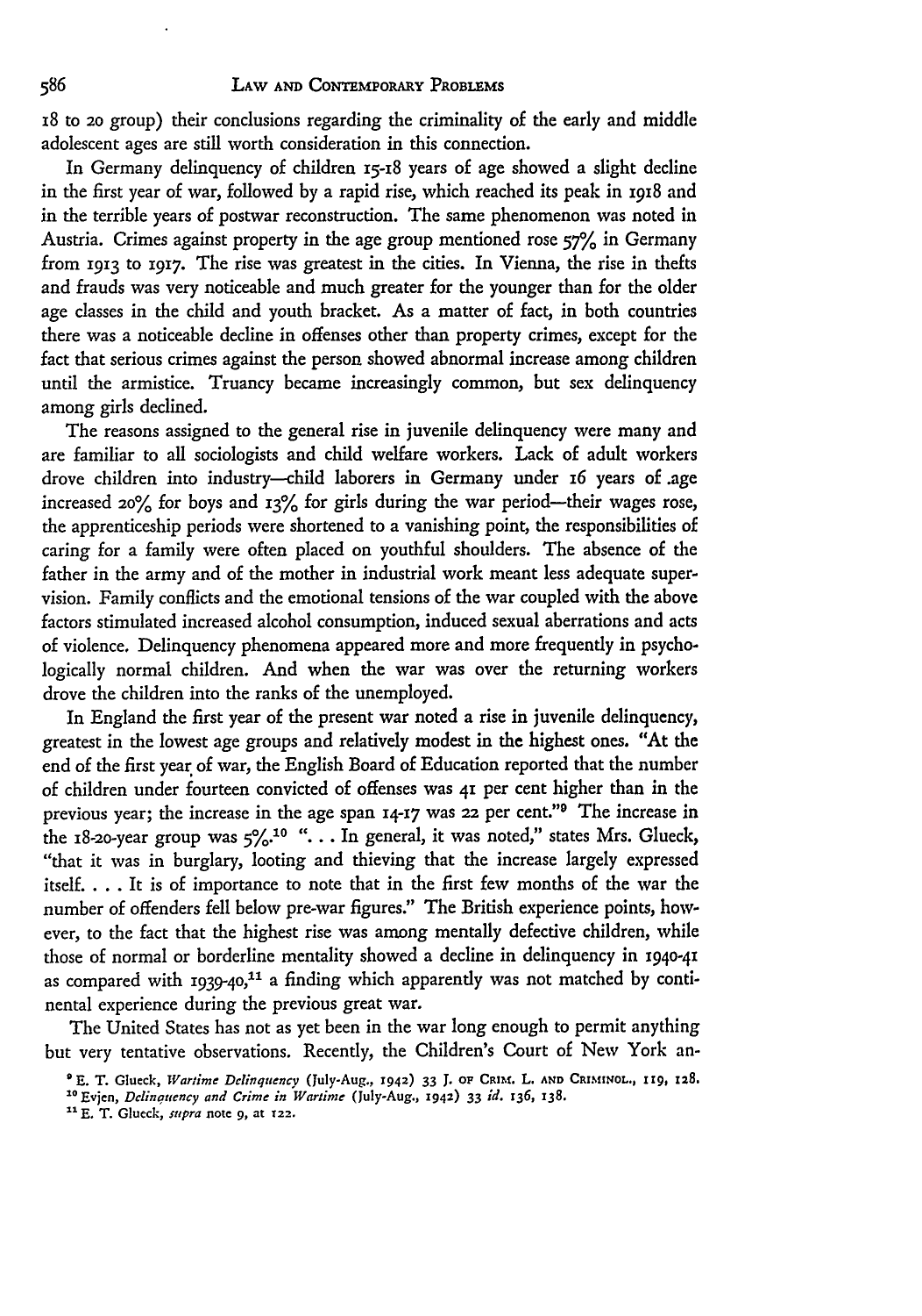18 to 20 group) their conclusions regarding the criminality of the early and middle adolescent ages are still worth consideration in this connection.

In Germany delinquency of children 15-18 years of age showed a slight decline in the first year of war, followed by a rapid rise, which reached its peak in 1918 and in the terrible years of postwar reconstruction. The same phenomenon was noted in Austria. Crimes against property in the age group mentioned rose 57% in Germany from 1913 to 1917. The rise was greatest in the cities. In Vienna, the rise in thefts and frauds was very noticeable and much greater for the younger than for the older age classes in the child and youth bracket. As a matter of fact, in both countries there was a noticeable decline in offenses other than property crimes, except for the fact that serious crimes against the person showed abnormal increase among children until the armistice. Truancy became increasingly common, but sex delinquency among girls declined.

The reasons assigned to the general rise in juvenile delinquency were many and are familiar to all sociologists and child welfare workers. Lack of adult workers drove children into industry—child laborers in Germany under 16 years of age increased 20% for boys and 13% for girls during the war period—their wages rose, the apprenticeship periods were shortened to a vanishing point, the responsibilities of caring for a family were often placed on youthful shoulders. The absence of the father in the army and of the mother in industrial work meant less adequate supervision. Family conflicts and the emotional tensions of the war coupled with the above factors stimulated increased alcohol consumption, induced sexual aberrations and acts of violence. Delinquency phenomena appeared more and more frequently in psychologically normal children. And when the war was over the returning workers drove the children into the ranks of the unemployed.

In England the first year of the present war noted a rise in juvenile delinquency, greatest in the lowest age groups and relatively modest in the highest ones. "At the end of the first year of war, the English Board of Education reported that the number of children under fourteen convicted of offenses was 41 per cent higher than in the previous year; the increase in the age span 14-17 was 22 per cent."[9] The increase in the 18-20-year group was 5%.[10] "... In general, it was noted," states Mrs. Glueck, "that it was in burglary, looting and thieving that the increase largely expressed itself. . . . It is of importance to note that in the first few months of the war the number of offenders fell below pre-war figures." The British experience points, however, to the fact that the highest rise was among mentally defective children, while those of normal or borderline mentality showed a decline in delinquency in 1940-41 as compared with 1939-40,[11] a finding which apparently was not matched by continental experience during the previous great war.

The United States has not as yet been in the war long enough to permit anything but very tentative observations. Recently, the Children's Court of New York an-

[9] E. T. Glueck, *Wartime Delinquency* (July-Aug., 1942) 33 J. of Crim. L. and Criminol., 119, 128.

[10] Evjen, *Delinquency and Crime in Wartime* (July-Aug., 1942) 33 *id.* 136, 138.

[11] E. T. Glueck, *supra* note 9, at 122.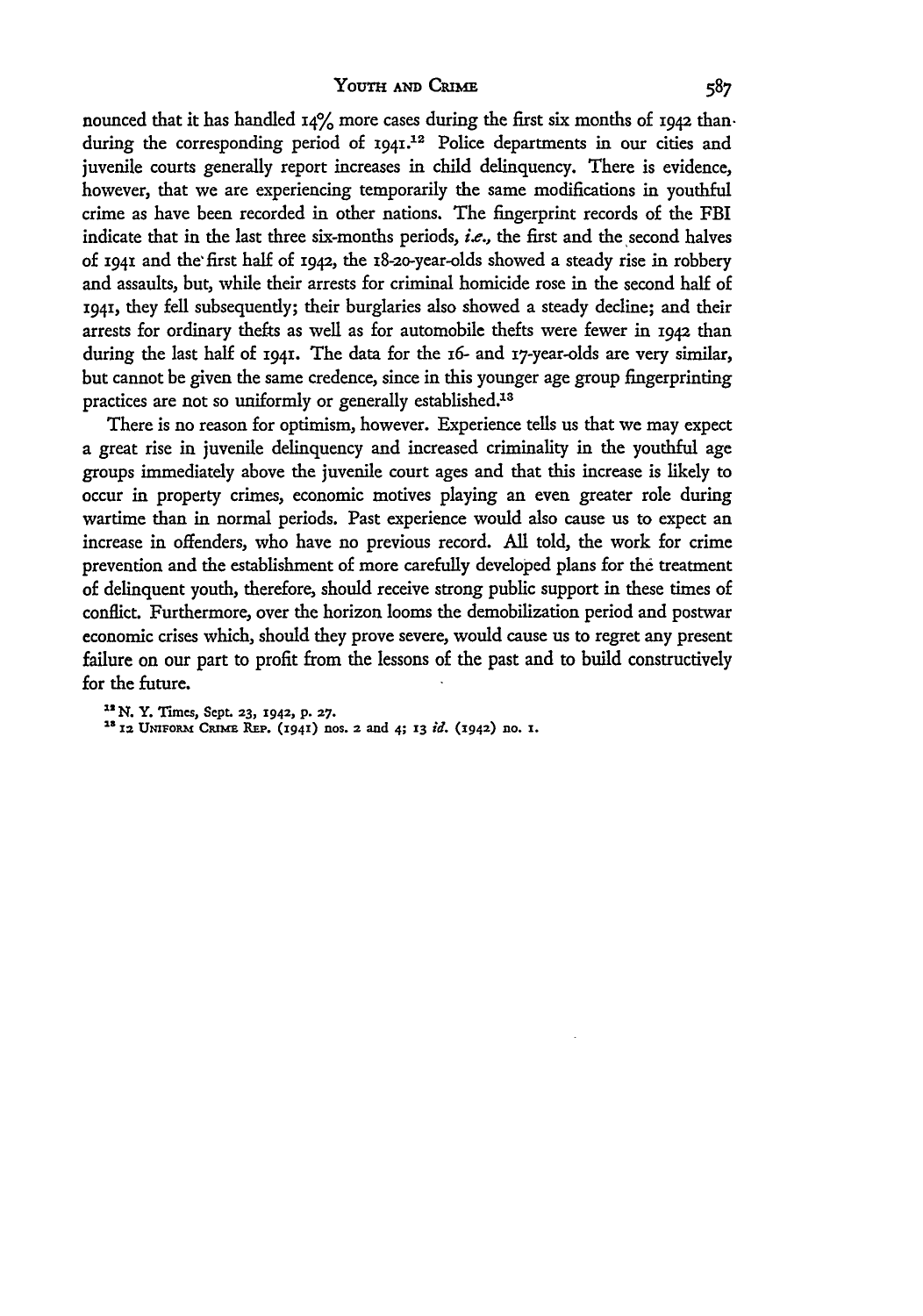nounced that it has handled 14% more cases during the first six months of 1942 than during the corresponding period of 1941.[12] Police departments in our cities and juvenile courts generally report increases in child delinquency. There is evidence, however, that we are experiencing temporarily the same modifications in youthful crime as have been recorded in other nations. The fingerprint records of the FBI indicate that in the last three six-months periods, *i.e.*, the first and the second halves of 1941 and the first half of 1942, the 18-20-year-olds showed a steady rise in robbery and assaults, but, while their arrests for criminal homicide rose in the second half of 1941, they fell subsequently; their burglaries also showed a steady decline; and their arrests for ordinary thefts as well as for automobile thefts were fewer in 1942 than during the last half of 1941. The data for the 16- and 17-year-olds are very similar, but cannot be given the same credence, since in this younger age group fingerprinting practices are not so uniformly or generally established.[13]

There is no reason for optimism, however. Experience tells us that we may expect a great rise in juvenile delinquency and increased criminality in the youthful age groups immediately above the juvenile court ages and that this increase is likely to occur in property crimes, economic motives playing an even greater role during wartime than in normal periods. Past experience would also cause us to expect an increase in offenders, who have no previous record. All told, the work for crime prevention and the establishment of more carefully developed plans for the treatment of delinquent youth, therefore, should receive strong public support in these times of conflict. Furthermore, over the horizon looms the demobilization period and postwar economic crises which, should they prove severe, would cause us to regret any present failure on our part to profit from the lessons of the past and to build constructively for the future.

[12] N. Y. Times, Sept. 23, 1942, p. 27.

[13] 12 UNIFORM CRIME REP. (1941) nos. 2 and 4; 13 *id.* (1942) no. 1.